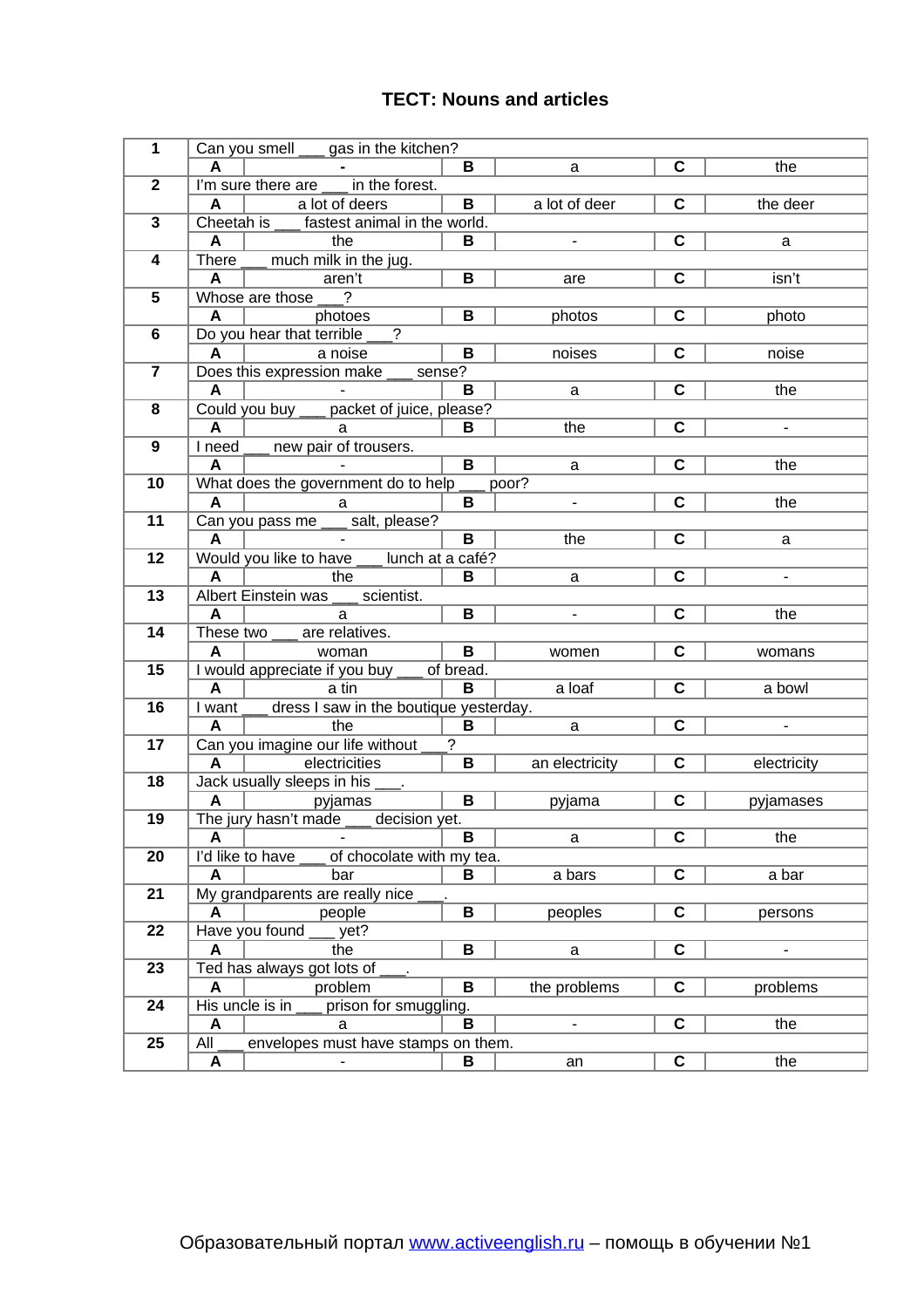# ТЕСТ: Nouns and articles

| № | | | | | | |
|---|---|---|---|---|---|---|
| **1** | Can you smell ___ gas in the kitchen? | | | | | |
| | **A** | - | **B** | a | **C** | the |
| **2** | I'm sure there are ___ in the forest. | | | | | |
| | **A** | a lot of deers | **B** | a lot of deer | **C** | the deer |
| **3** | Cheetah is ___ fastest animal in the world. | | | | | |
| | **A** | the | **B** | - | **C** | a |
| **4** | There ___ much milk in the jug. | | | | | |
| | **A** | aren't | **B** | are | **C** | isn't |
| **5** | Whose are those ___? | | | | | |
| | **A** | photoes | **B** | photos | **C** | photo |
| **6** | Do you hear that terrible ___? | | | | | |
| | **A** | a noise | **B** | noises | **C** | noise |
| **7** | Does this expression make ___ sense? | | | | | |
| | **A** | - | **B** | a | **C** | the |
| **8** | Could you buy ___ packet of juice, please? | | | | | |
| | **A** | a | **B** | the | **C** | - |
| **9** | I need ___ new pair of trousers. | | | | | |
| | **A** | - | **B** | a | **C** | the |
| **10** | What does the government do to help ___ poor? | | | | | |
| | **A** | a | **B** | - | **C** | the |
| **11** | Can you pass me ___ salt, please? | | | | | |
| | **A** | - | **B** | the | **C** | a |
| **12** | Would you like to have ___ lunch at a café? | | | | | |
| | **A** | the | **B** | a | **C** | - |
| **13** | Albert Einstein was ___ scientist. | | | | | |
| | **A** | a | **B** | - | **C** | the |
| **14** | These two ___ are relatives. | | | | | |
| | **A** | woman | **B** | women | **C** | womans |
| **15** | I would appreciate if you buy ___ of bread. | | | | | |
| | **A** | a tin | **B** | a loaf | **C** | a bowl |
| **16** | I want ___ dress I saw in the boutique yesterday. | | | | | |
| | **A** | the | **B** | a | **C** | - |
| **17** | Can you imagine our life without ___? | | | | | |
| | **A** | electricities | **B** | an electricity | **C** | electricity |
| **18** | Jack usually sleeps in his ___. | | | | | |
| | **A** | pyjamas | **B** | pyjama | **C** | pyjamases |
| **19** | The jury hasn't made ___ decision yet. | | | | | |
| | **A** | - | **B** | a | **C** | the |
| **20** | I'd like to have ___ of chocolate with my tea. | | | | | |
| | **A** | bar | **B** | a bars | **C** | a bar |
| **21** | My grandparents are really nice ___. | | | | | |
| | **A** | people | **B** | peoples | **C** | persons |
| **22** | Have you found ___ yet? | | | | | |
| | **A** | the | **B** | a | **C** | - |
| **23** | Ted has always got lots of ___. | | | | | |
| | **A** | problem | **B** | the problems | **C** | problems |
| **24** | His uncle is in ___ prison for smuggling. | | | | | |
| | **A** | a | **B** | - | **C** | the |
| **25** | All ___ envelopes must have stamps on them. | | | | | |
| | **A** | - | **B** | an | **C** | the |

Образовательный портал www.activeenglish.ru – помощь в обучении №1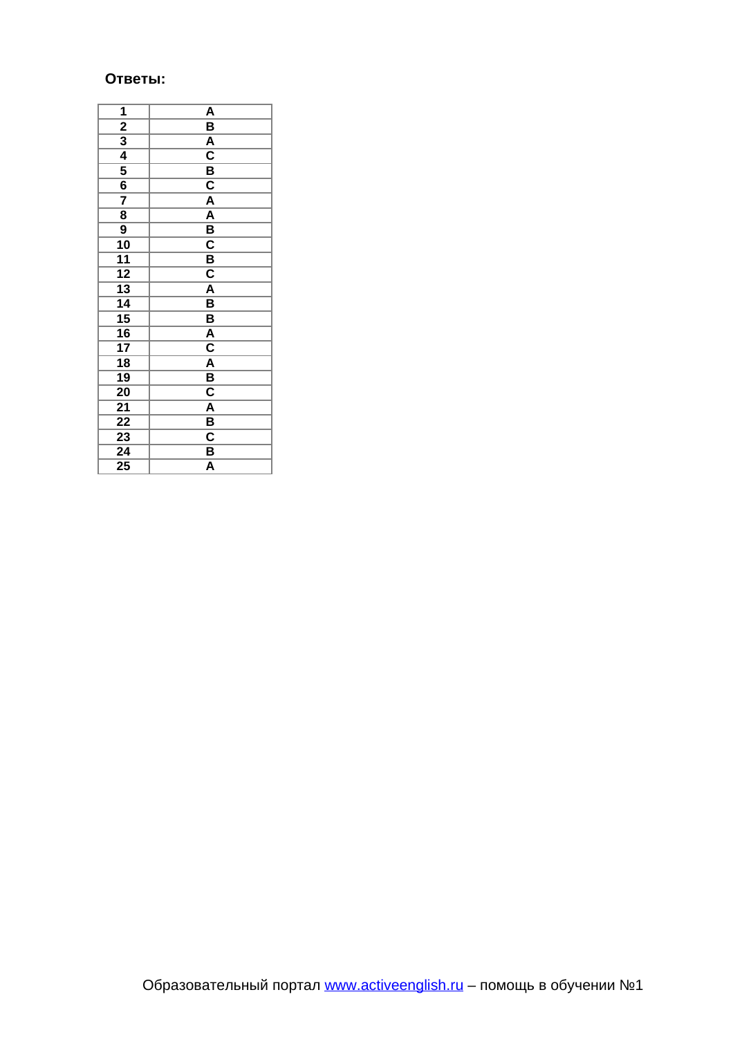**Ответы:**

| | |
|---|---|
| 1 | A |
| 2 | B |
| 3 | A |
| 4 | C |
| 5 | B |
| 6 | C |
| 7 | A |
| 8 | A |
| 9 | B |
| 10 | C |
| 11 | B |
| 12 | C |
| 13 | A |
| 14 | B |
| 15 | B |
| 16 | A |
| 17 | C |
| 18 | A |
| 19 | B |
| 20 | C |
| 21 | A |
| 22 | B |
| 23 | C |
| 24 | B |
| 25 | A |

Образовательный портал www.activeenglish.ru – помощь в обучении №1